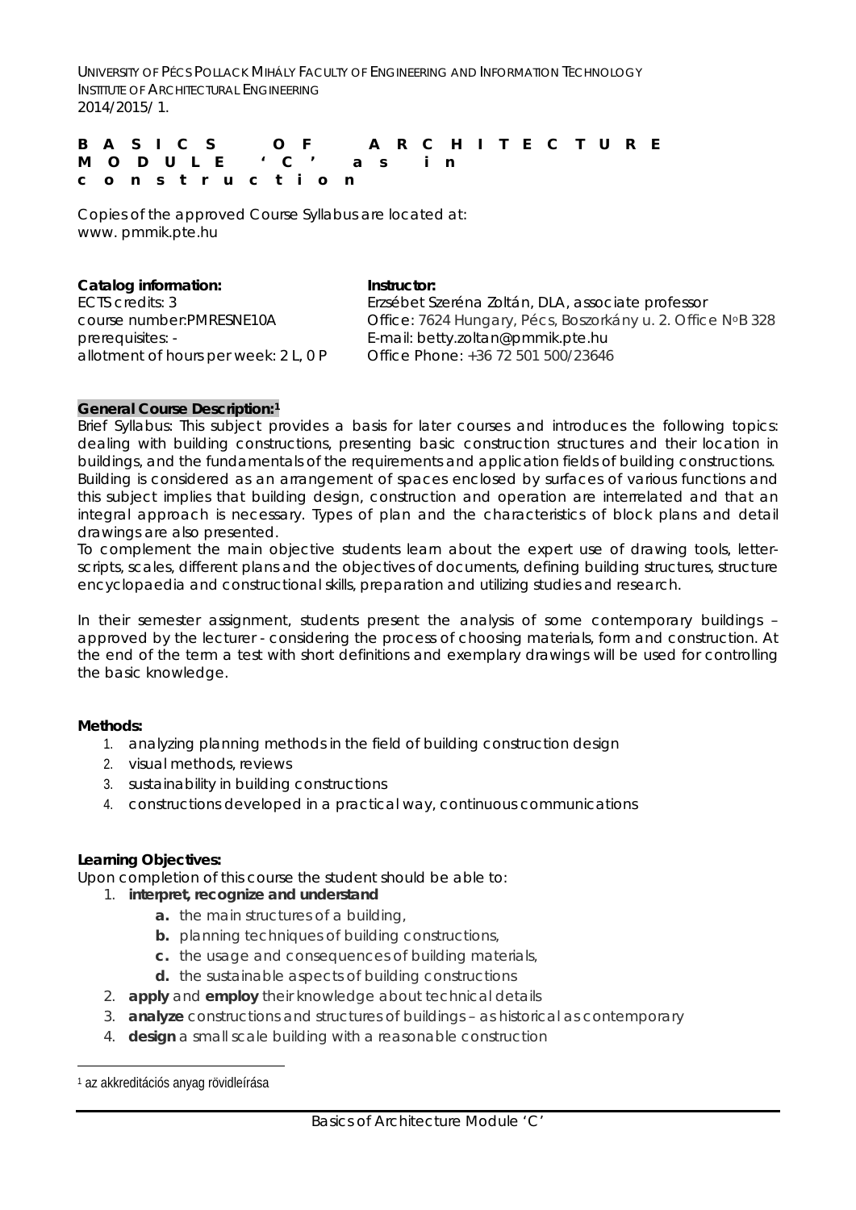UNIVERSITY OF PÉCS POLLACK MIHÁLY FACULTY OF ENGINEERING AND INFORMATION TECHNOLOGY
INSTITUTE OF ARCHITECTURAL ENGINEERING
2014/2015/ 1.

# BASICS OF ARCHITECTURE MODULE 'C' as in construction

Copies of the approved Course Syllabus are located at:
www. pmmik.pte.hu

**Catalog information:**
ECTS credits: 3
course number:PMRESNE10A
prerequisites: -
allotment of hours per week: 2 L, 0 P

**Instructor:**
Erzsébet Szeréna Zoltán, DLA, associate professor
Office: 7624 Hungary, Pécs, Boszorkány u. 2. Office NoB 328
E-mail: betty.zoltan@pmmik.pte.hu
Office Phone: +36 72 501 500/23646

**General Course Description:[1]**

Brief Syllabus: This subject provides a basis for later courses and introduces the following topics: dealing with building constructions, presenting basic construction structures and their location in buildings, and the fundamentals of the requirements and application fields of building constructions. Building is considered as an arrangement of spaces enclosed by surfaces of various functions and this subject implies that building design, construction and operation are interrelated and that an integral approach is necessary. Types of plan and the characteristics of block plans and detail drawings are also presented.

To complement the main objective students learn about the expert use of drawing tools, letter-scripts, scales, different plans and the objectives of documents, defining building structures, structure encyclopaedia and constructional skills, preparation and utilizing studies and research.

In their semester assignment, students present the analysis of some contemporary buildings – approved by the lecturer - considering the process of choosing materials, form and construction. At the end of the term a test with short definitions and exemplary drawings will be used for controlling the basic knowledge.

**Methods:**

1. analyzing planning methods in the field of building construction design
2. visual methods, reviews
3. sustainability in building constructions
4. constructions developed in a practical way, continuous communications

**Learning Objectives:**

Upon completion of this course the student should be able to:

1. **interpret, recognize and understand**
   a. the main structures of a building,
   b. planning techniques of building constructions,
   c. the usage and consequences of building materials,
   d. the sustainable aspects of building constructions
2. **apply** and **employ** their knowledge about technical details
3. **analyze** constructions and structures of buildings – as historical as contemporary
4. **design** a small scale building with a reasonable construction

[1] az akkreditációs anyag rövidleírása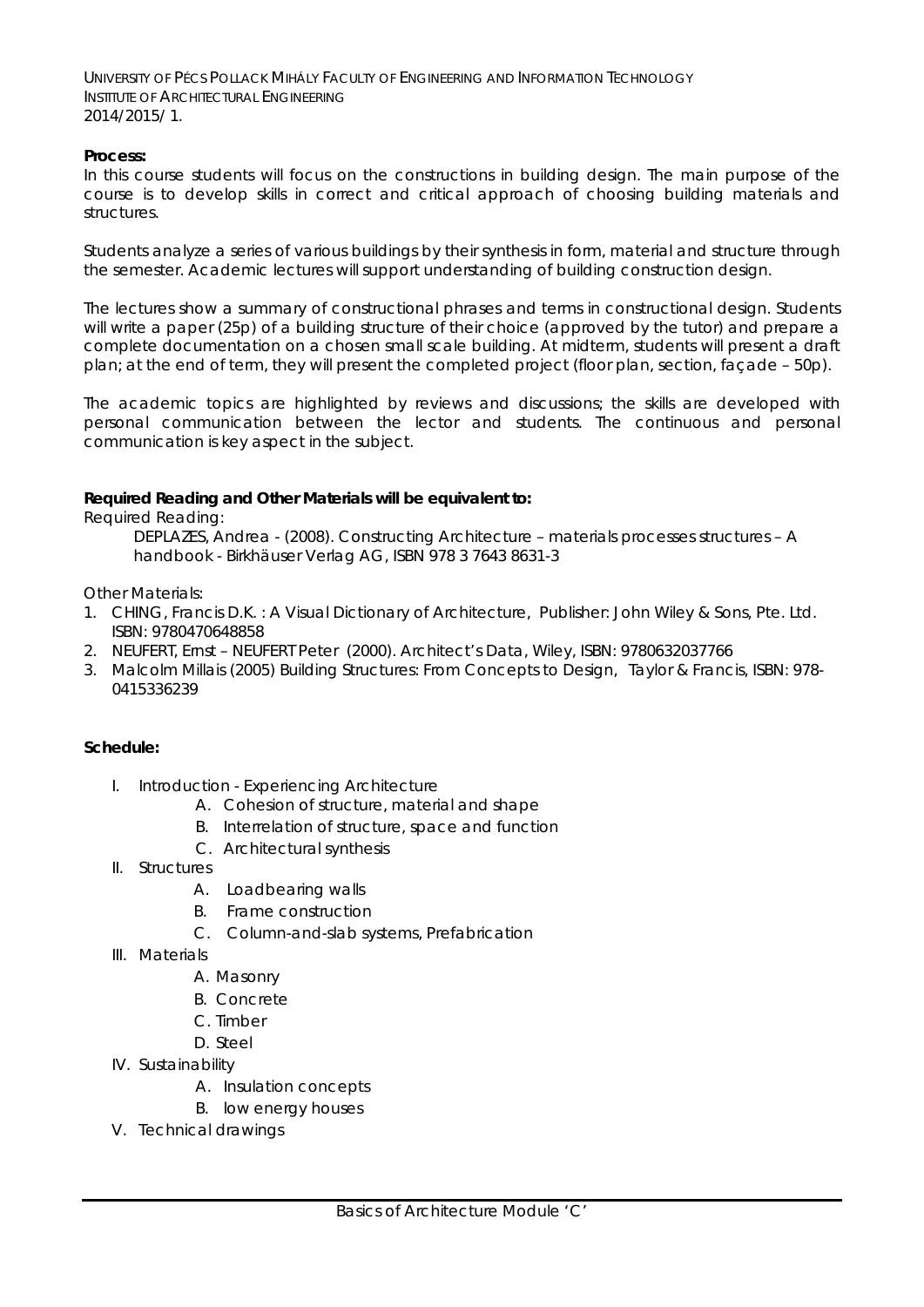**Process:**

In this course students will focus on the constructions in building design. The main purpose of the course is to develop skills in correct and critical approach of choosing building materials and structures.

Students analyze a series of various buildings by their synthesis in form, material and structure through the semester. Academic lectures will support understanding of building construction design.

The lectures show a summary of constructional phrases and terms in constructional design. Students will write a paper (25p) of a building structure of their choice (approved by the tutor) and prepare a complete documentation on a chosen small scale building. At midterm, students will present a draft plan; at the end of term, they will present the completed project (floor plan, section, façade – 50p).

The academic topics are highlighted by reviews and discussions; the skills are developed with personal communication between the lector and students. The continuous and personal communication is key aspect in the subject.

**Required Reading and Other Materials will be equivalent to:**

Required Reading:

DEPLAZES, Andrea - (2008). Constructing Architecture – materials processes structures – A handbook - Birkhäuser Verlag AG, ISBN 978 3 7643 8631-3

Other Materials:

1. CHING, Francis D.K. : A Visual Dictionary of Architecture, Publisher: John Wiley & Sons, Pte. Ltd. ISBN: 9780470648858
2. NEUFERT, Ernst – NEUFERT Peter (2000). Architect's Data, Wiley, ISBN: 9780632037766
3. Malcolm Millais (2005) Building Structures: From Concepts to Design, Taylor & Francis, ISBN: 978-0415336239

**Schedule:**

I. Introduction - Experiencing Architecture
   A. Cohesion of structure, material and shape
   B. Interrelation of structure, space and function
   C. Architectural synthesis
II. Structures
   A. Loadbearing walls
   B. Frame construction
   C. Column-and-slab systems, Prefabrication
III. Materials
   A. Masonry
   B. Concrete
   C. Timber
   D. Steel
IV. Sustainability
   A. Insulation concepts
   B. low energy houses
V. Technical drawings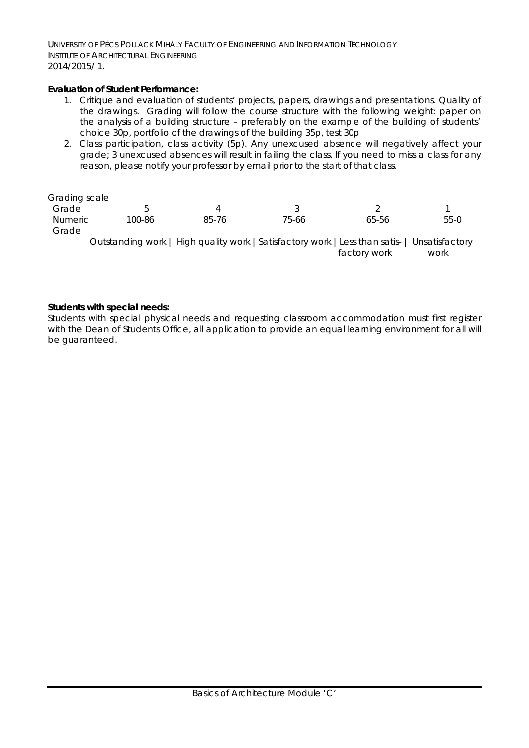**Evaluation of Student Performance:**

1. Critique and evaluation of students' projects, papers, drawings and presentations. Quality of the drawings. Grading will follow the course structure with the following weight: paper on the analysis of a building structure – preferably on the example of the building of students' choice 30p, portfolio of the drawings of the building 35p, test 30p
2. Class participation, class activity (5p). Any unexcused absence will negatively affect your grade; 3 unexcused absences will result in failing the class. If you need to miss a class for any reason, please notify your professor by email prior to the start of that class.

Grading scale

| Grade | 5 | 4 | 3 | 2 | 1 |
|---|---|---|---|---|---|
| Numeric Grade | 100-86 | 85-76 | 75-66 | 65-56 | 55-0 |
| | Outstanding work | High quality work | Satisfactory work | Less than satis-factory work | Unsatisfactory work |

**Students with special needs:**

Students with special physical needs and requesting classroom accommodation must first register with the Dean of Students Office, all application to provide an equal learning environment for all will be guaranteed.